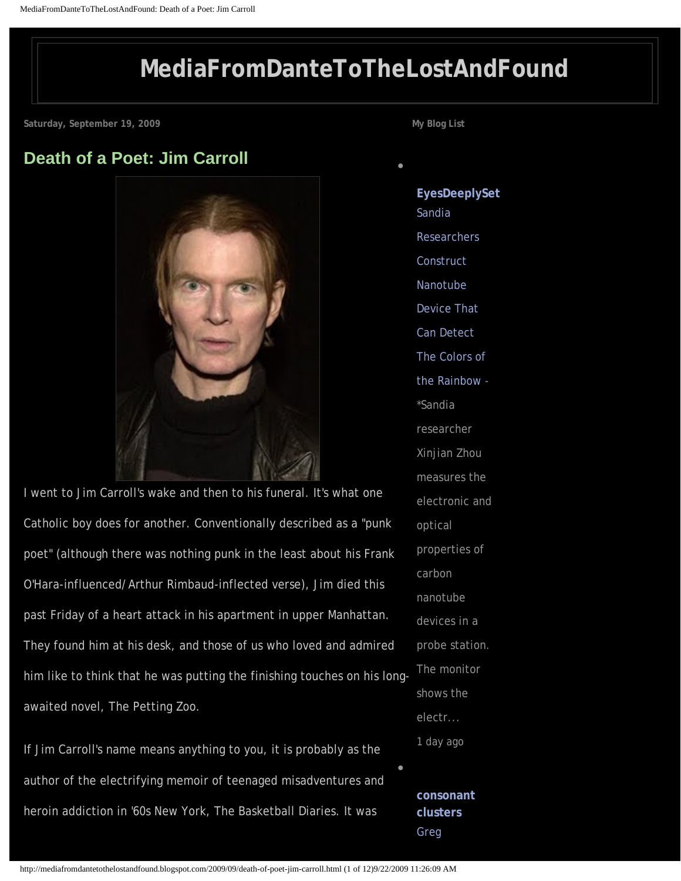# MediaFromDanteToTheLostAndFound

Saturday, September 19, 2009

## Death of a Poet: Jim Carroll

I went to Jim Carroll's wake and then to his funeral. It's what one Catholic boy does for another. Conventionally described as a "punk poet" (although there was nothing punk in the least about his Frank O'Hara-influenced/ Arthur Rimbaud-inflected verse), Jim died this past Friday of a heart attack in his apartment in upper Manhattan. They found him at his desk, and those of us who loved and admired him like to think that he was putting the finishing touches on his long-awaited novel, The Petting Zoo.

If Jim Carroll's name means anything to you, it is probably as the author of the electrifying memoir of teenaged misadventures and heroin addiction in '60s New York, The Basketball Diaries. It was

My Blog List

- **EyesDeeplySet**
  Sandia Researchers Construct Nanotube Device That Can Detect The Colors of the Rainbow - *Sandia researcher Xinjian Zhou measures the electronic and optical properties of carbon nanotube devices in a probe station. The monitor shows the electr...
  1 day ago
- **consonant clusters**
  Greg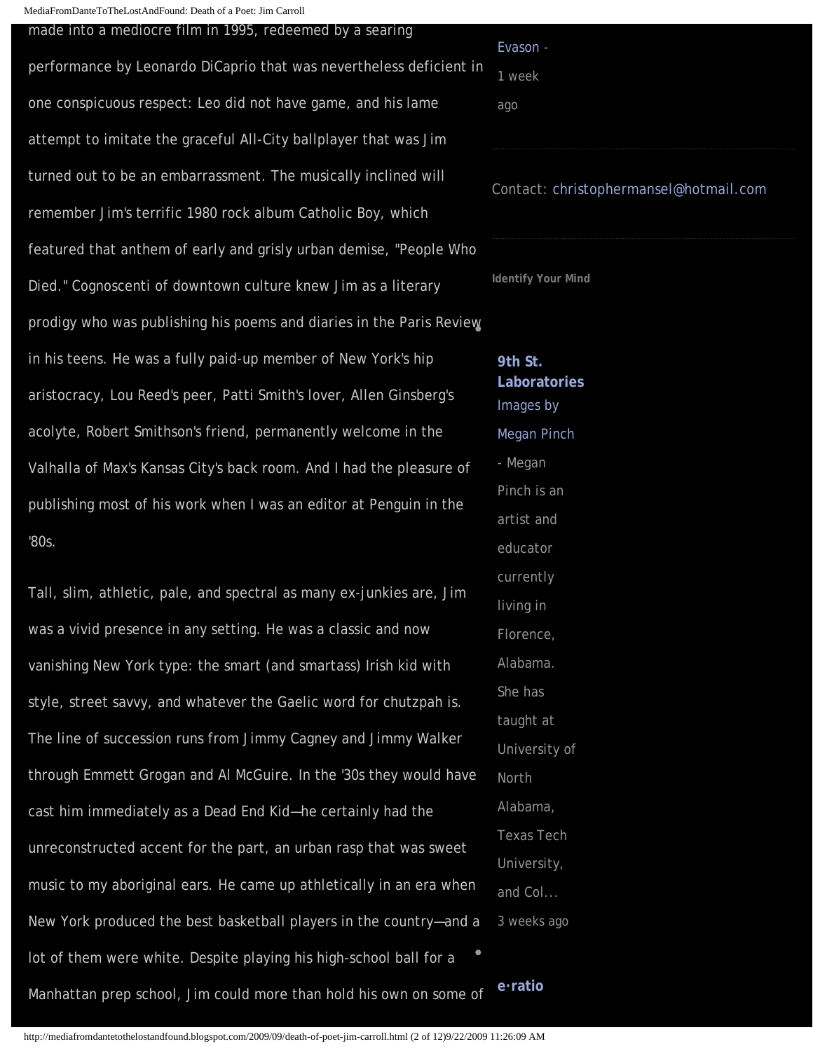made into a mediocre film in 1995, redeemed by a searing performance by Leonardo DiCaprio that was nevertheless deficient in one conspicuous respect: Leo did not have game, and his lame attempt to imitate the graceful All-City ballplayer that was Jim turned out to be an embarrassment. The musically inclined will remember Jim's terrific 1980 rock album Catholic Boy, which featured that anthem of early and grisly urban demise, "People Who Died." Cognoscenti of downtown culture knew Jim as a literary prodigy who was publishing his poems and diaries in the Paris Review in his teens. He was a fully paid-up member of New York's hip aristocracy, Lou Reed's peer, Patti Smith's lover, Allen Ginsberg's acolyte, Robert Smithson's friend, permanently welcome in the Valhalla of Max's Kansas City's back room. And I had the pleasure of publishing most of his work when I was an editor at Penguin in the '80s.

Tall, slim, athletic, pale, and spectral as many ex-junkies are, Jim was a vivid presence in any setting. He was a classic and now vanishing New York type: the smart (and smartass) Irish kid with style, street savvy, and whatever the Gaelic word for chutzpah is. The line of succession runs from Jimmy Cagney and Jimmy Walker through Emmett Grogan and Al McGuire. In the '30s they would have cast him immediately as a Dead End Kid—he certainly had the unreconstructed accent for the part, an urban rasp that was sweet music to my aboriginal ears. He came up athletically in an era when New York produced the best basketball players in the country—and a lot of them were white. Despite playing his high-school ball for a Manhattan prep school, Jim could more than hold his own on some of

Evason - 1 week ago

Contact: christophermansel@hotmail.com

**Identify Your Mind**

**9th St. Laboratories**
Images by Megan Pinch - Megan Pinch is an artist and educator currently living in Florence, Alabama. She has taught at University of North Alabama, Texas Tech University, and Col...
3 weeks ago

**e·ratio**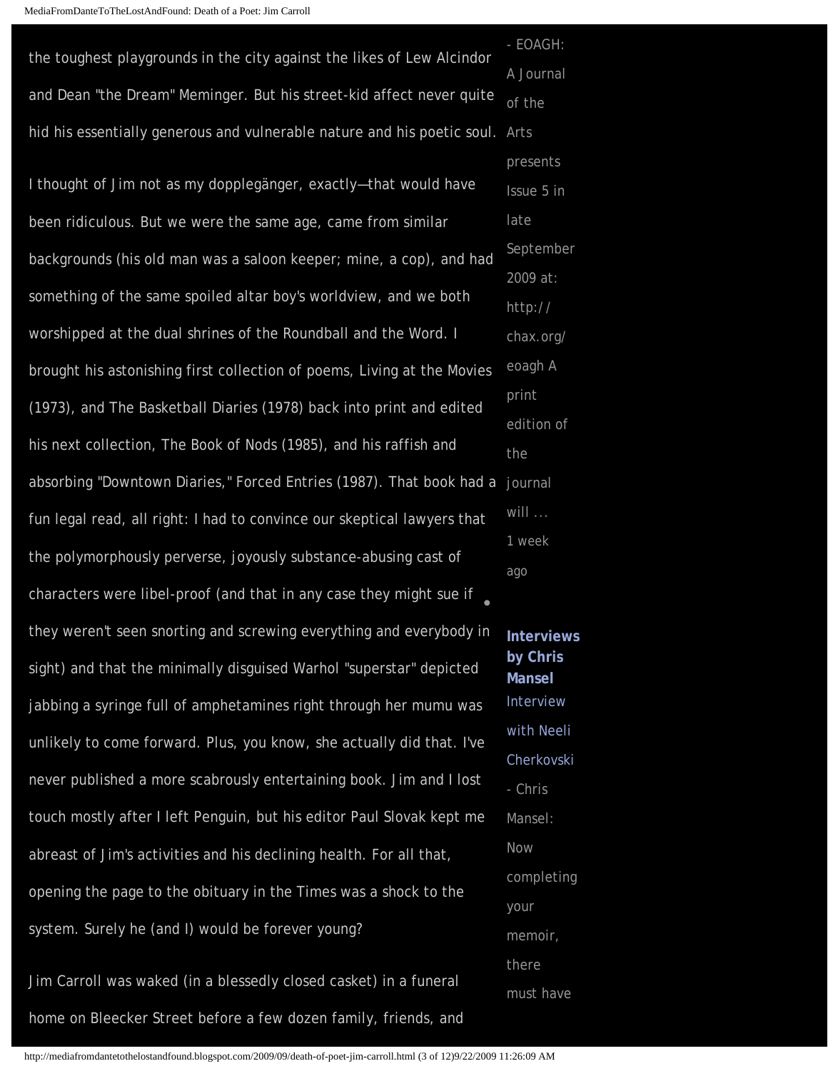the toughest playgrounds in the city against the likes of Lew Alcindor and Dean "the Dream" Meminger. But his street-kid affect never quite hid his essentially generous and vulnerable nature and his poetic soul.

I thought of Jim not as my dopplegänger, exactly—that would have been ridiculous. But we were the same age, came from similar backgrounds (his old man was a saloon keeper; mine, a cop), and had something of the same spoiled altar boy's worldview, and we both worshipped at the dual shrines of the Roundball and the Word. I brought his astonishing first collection of poems, Living at the Movies (1973), and The Basketball Diaries (1978) back into print and edited his next collection, The Book of Nods (1985), and his raffish and absorbing "Downtown Diaries," Forced Entries (1987). That book had a fun legal read, all right: I had to convince our skeptical lawyers that the polymorphously perverse, joyously substance-abusing cast of characters were libel-proof (and that in any case they might sue if they weren't seen snorting and screwing everything and everybody in sight) and that the minimally disguised Warhol "superstar" depicted jabbing a syringe full of amphetamines right through her mumu was unlikely to come forward. Plus, you know, she actually did that. I've never published a more scabrously entertaining book. Jim and I lost touch mostly after I left Penguin, but his editor Paul Slovak kept me abreast of Jim's activities and his declining health. For all that, opening the page to the obituary in the Times was a shock to the system. Surely he (and I) would be forever young?

Jim Carroll was waked (in a blessedly closed casket) in a funeral home on Bleecker Street before a few dozen family, friends, and

- EOAGH: A Journal of the Arts presents Issue 5 in late September 2009 at: http://chax.org/eoagh A print edition of the journal will ... 1 week ago

- **Interviews by Chris Mansel**

Interview with Neeli Cherkovski - Chris Mansel: Now completing your memoir, there must have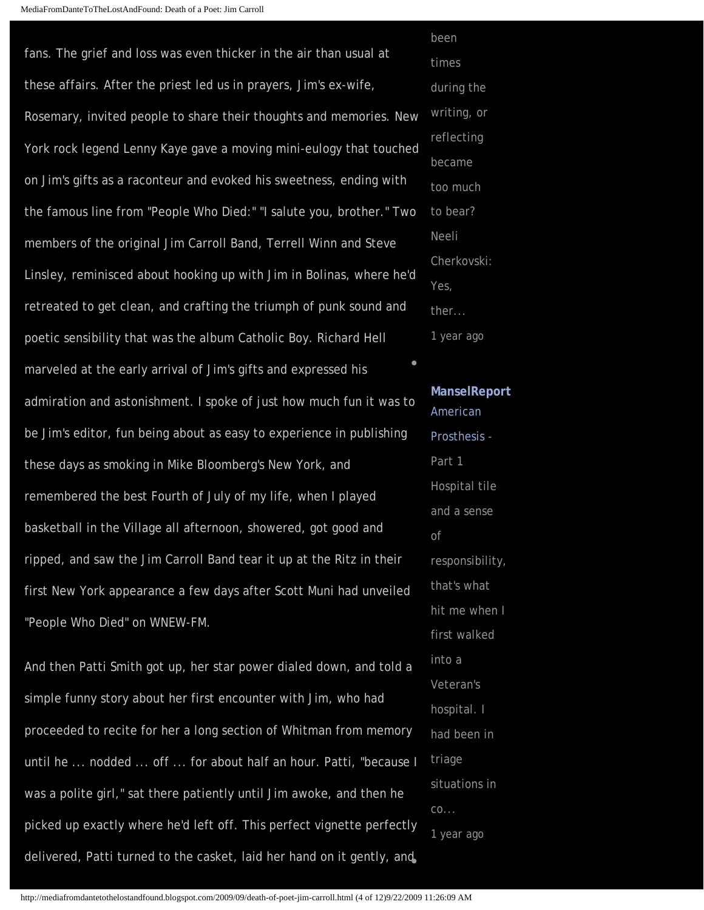fans. The grief and loss was even thicker in the air than usual at these affairs. After the priest led us in prayers, Jim's ex-wife, Rosemary, invited people to share their thoughts and memories. New York rock legend Lenny Kaye gave a moving mini-eulogy that touched on Jim's gifts as a raconteur and evoked his sweetness, ending with the famous line from "People Who Died:" "I salute you, brother." Two members of the original Jim Carroll Band, Terrell Winn and Steve Linsley, reminisced about hooking up with Jim in Bolinas, where he'd retreated to get clean, and crafting the triumph of punk sound and poetic sensibility that was the album Catholic Boy. Richard Hell marveled at the early arrival of Jim's gifts and expressed his admiration and astonishment. I spoke of just how much fun it was to be Jim's editor, fun being about as easy to experience in publishing these days as smoking in Mike Bloomberg's New York, and remembered the best Fourth of July of my life, when I played basketball in the Village all afternoon, showered, got good and ripped, and saw the Jim Carroll Band tear it up at the Ritz in their first New York appearance a few days after Scott Muni had unveiled "People Who Died" on WNEW-FM.

And then Patti Smith got up, her star power dialed down, and told a simple funny story about her first encounter with Jim, who had proceeded to recite for her a long section of Whitman from memory until he ... nodded ... off ... for about half an hour. Patti, "because I was a polite girl," sat there patiently until Jim awoke, and then he picked up exactly where he'd left off. This perfect vignette perfectly delivered, Patti turned to the casket, laid her hand on it gently, and

been times during the writing, or reflecting became too much to bear? Neeli Cherkovski: Yes, ther...

1 year ago

**ManselReport**

American Prosthesis - Part 1

Hospital tile and a sense of responsibility, that's what hit me when I first walked into a Veteran's hospital. I had been in triage situations in co...

1 year ago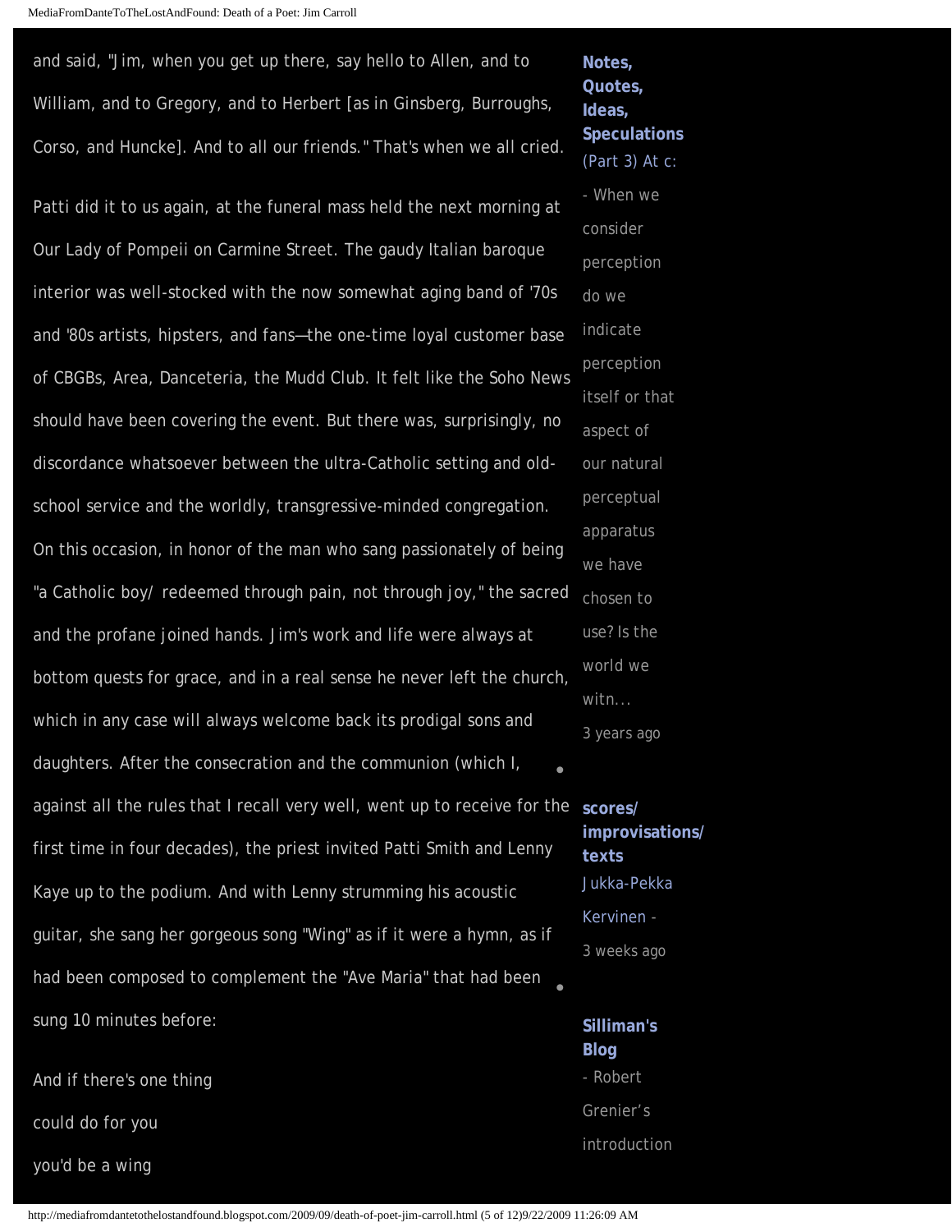and said, "Jim, when you get up there, say hello to Allen, and to William, and to Gregory, and to Herbert [as in Ginsberg, Burroughs, Corso, and Huncke]. And to all our friends." That's when we all cried.

Patti did it to us again, at the funeral mass held the next morning at Our Lady of Pompeii on Carmine Street. The gaudy Italian baroque interior was well-stocked with the now somewhat aging band of '70s and '80s artists, hipsters, and fans—the one-time loyal customer base of CBGBs, Area, Danceteria, the Mudd Club. It felt like the Soho News should have been covering the event. But there was, surprisingly, no discordance whatsoever between the ultra-Catholic setting and old-school service and the worldly, transgressive-minded congregation. On this occasion, in honor of the man who sang passionately of being "a Catholic boy/ redeemed through pain, not through joy," the sacred and the profane joined hands. Jim's work and life were always at bottom quests for grace, and in a real sense he never left the church, which in any case will always welcome back its prodigal sons and daughters. After the consecration and the communion (which I, against all the rules that I recall very well, went up to receive for the first time in four decades), the priest invited Patti Smith and Lenny Kaye up to the podium. And with Lenny strumming his acoustic guitar, she sang her gorgeous song "Wing" as if it were a hymn, as if had been composed to complement the "Ave Maria" that had been sung 10 minutes before:

And if there's one thing

could do for you

you'd be a wing

**Notes, Quotes, Ideas, Speculations**
(Part 3) At c:
- When we consider perception do we indicate perception itself or that aspect of our natural perceptual apparatus we have chosen to use? Is the world we witn...
3 years ago

**scores/ improvisations/ texts**
Jukka-Pekka Kervinen -
3 weeks ago

**Silliman's Blog**
- Robert Grenier's introduction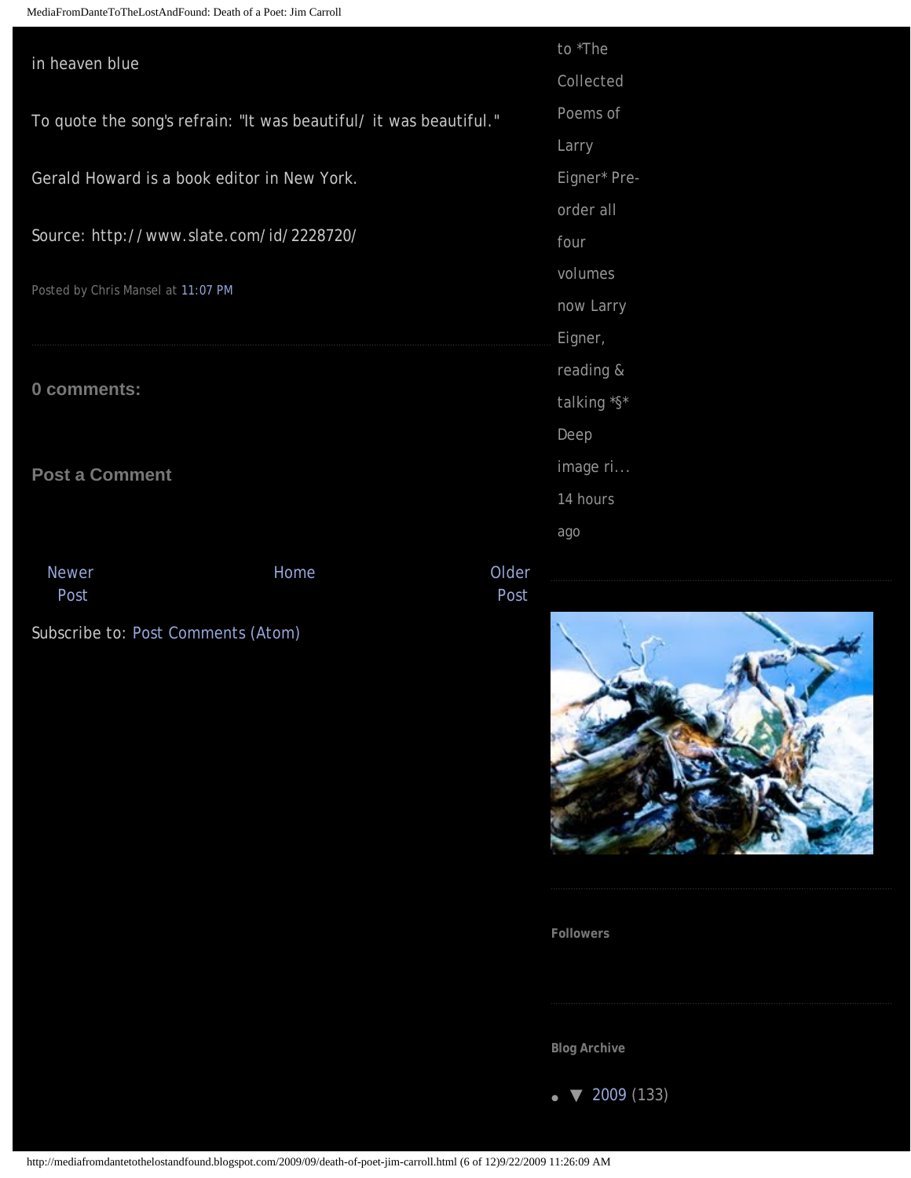in heaven blue

To quote the song's refrain: "It was beautiful/ it was beautiful."

Gerald Howard is a book editor in New York.

Source: http://www.slate.com/id/2228720/

Posted by Chris Mansel at 11:07 PM

### 0 comments:

### Post a Comment

Newer Post | Home | Older Post

Subscribe to: Post Comments (Atom)

to *The Collected Poems of Larry Eigner* Pre-order all four volumes now Larry Eigner, reading & talking *§* Deep image ri...
14 hours ago

**Followers**

**Blog Archive**

- ▼ 2009 (133)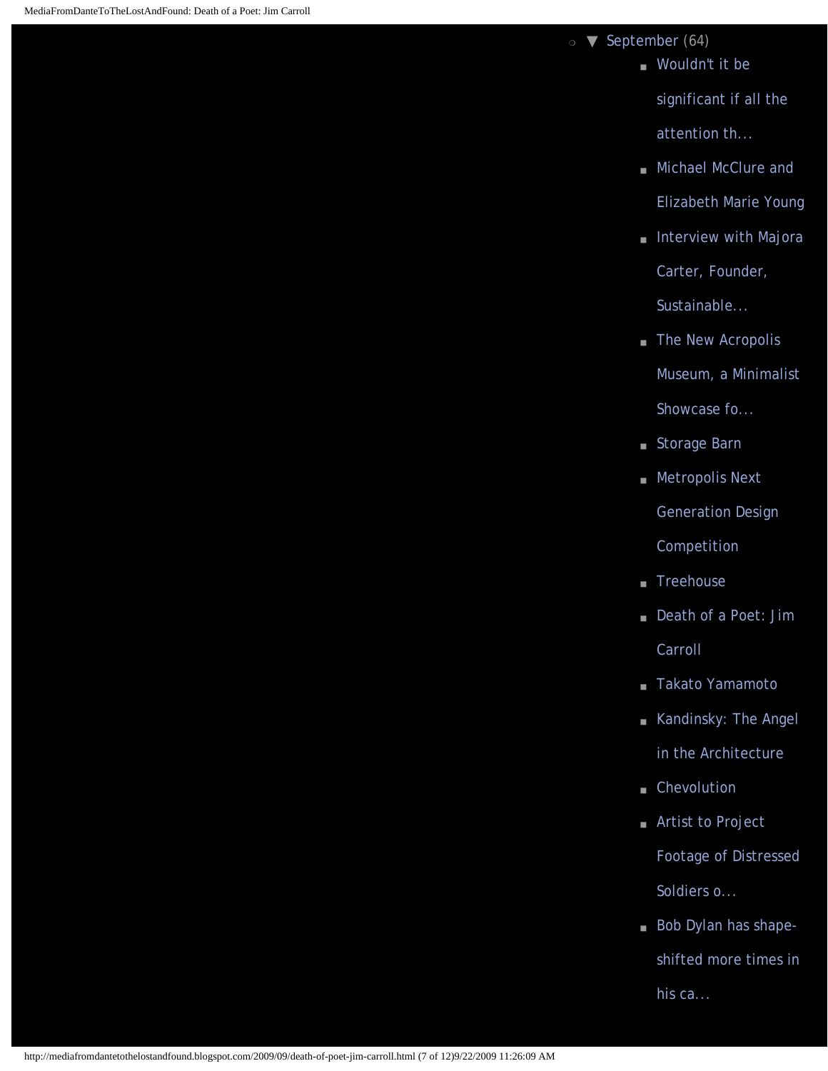- ▼ September (64)
  - Wouldn't it be significant if all the attention th...
  - Michael McClure and Elizabeth Marie Young
  - Interview with Majora Carter, Founder, Sustainable...
  - The New Acropolis Museum, a Minimalist Showcase fo...
  - Storage Barn
  - Metropolis Next Generation Design Competition
  - Treehouse
  - Death of a Poet: Jim Carroll
  - Takato Yamamoto
  - Kandinsky: The Angel in the Architecture
  - Chevolution
  - Artist to Project Footage of Distressed Soldiers o...
  - Bob Dylan has shape-shifted more times in his ca...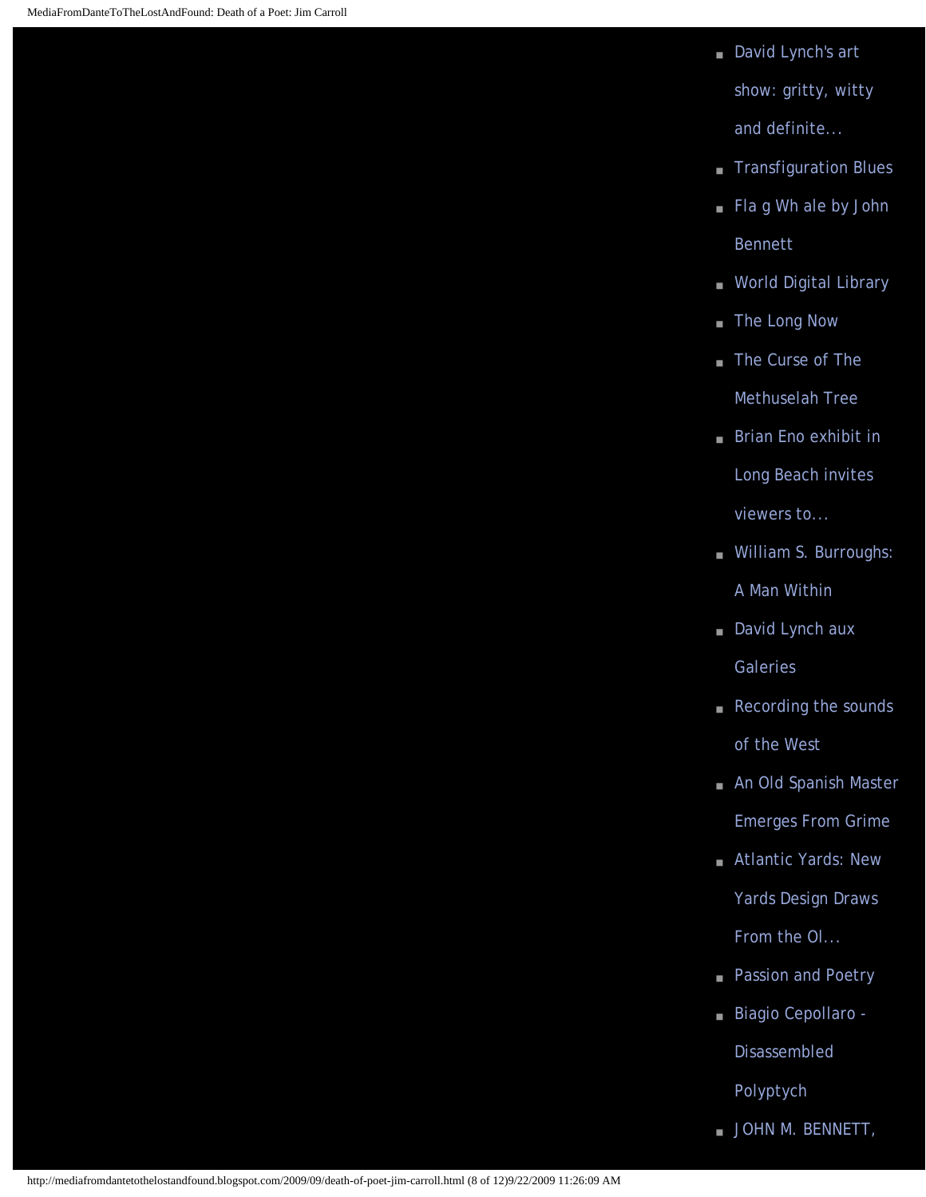- David Lynch's art show: gritty, witty and definite...
- Transfiguration Blues
- Fla g Wh ale by John Bennett
- World Digital Library
- The Long Now
- The Curse of The Methuselah Tree
- Brian Eno exhibit in Long Beach invites viewers to...
- William S. Burroughs: A Man Within
- David Lynch aux Galeries
- Recording the sounds of the West
- An Old Spanish Master Emerges From Grime
- Atlantic Yards: New Yards Design Draws From the Ol...
- Passion and Poetry
- Biagio Cepollaro - Disassembled Polyptych
- JOHN M. BENNETT,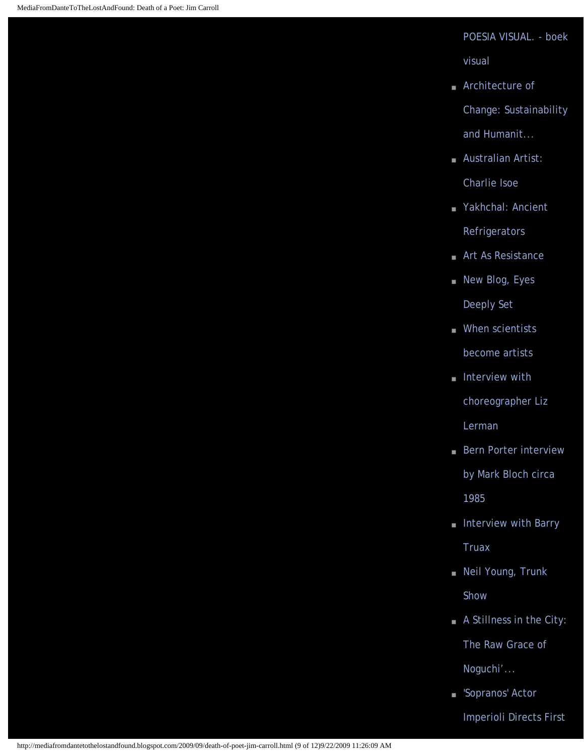POESIA VISUAL. - boek visual

- Architecture of Change: Sustainability and Humanit...
- Australian Artist: Charlie Isoe
- Yakhchal: Ancient Refrigerators
- Art As Resistance
- New Blog, Eyes Deeply Set
- When scientists become artists
- Interview with choreographer Liz Lerman
- Bern Porter interview by Mark Bloch circa 1985
- Interview with Barry Truax
- Neil Young, Trunk Show
- A Stillness in the City: The Raw Grace of Noguchi'...
- 'Sopranos' Actor Imperioli Directs First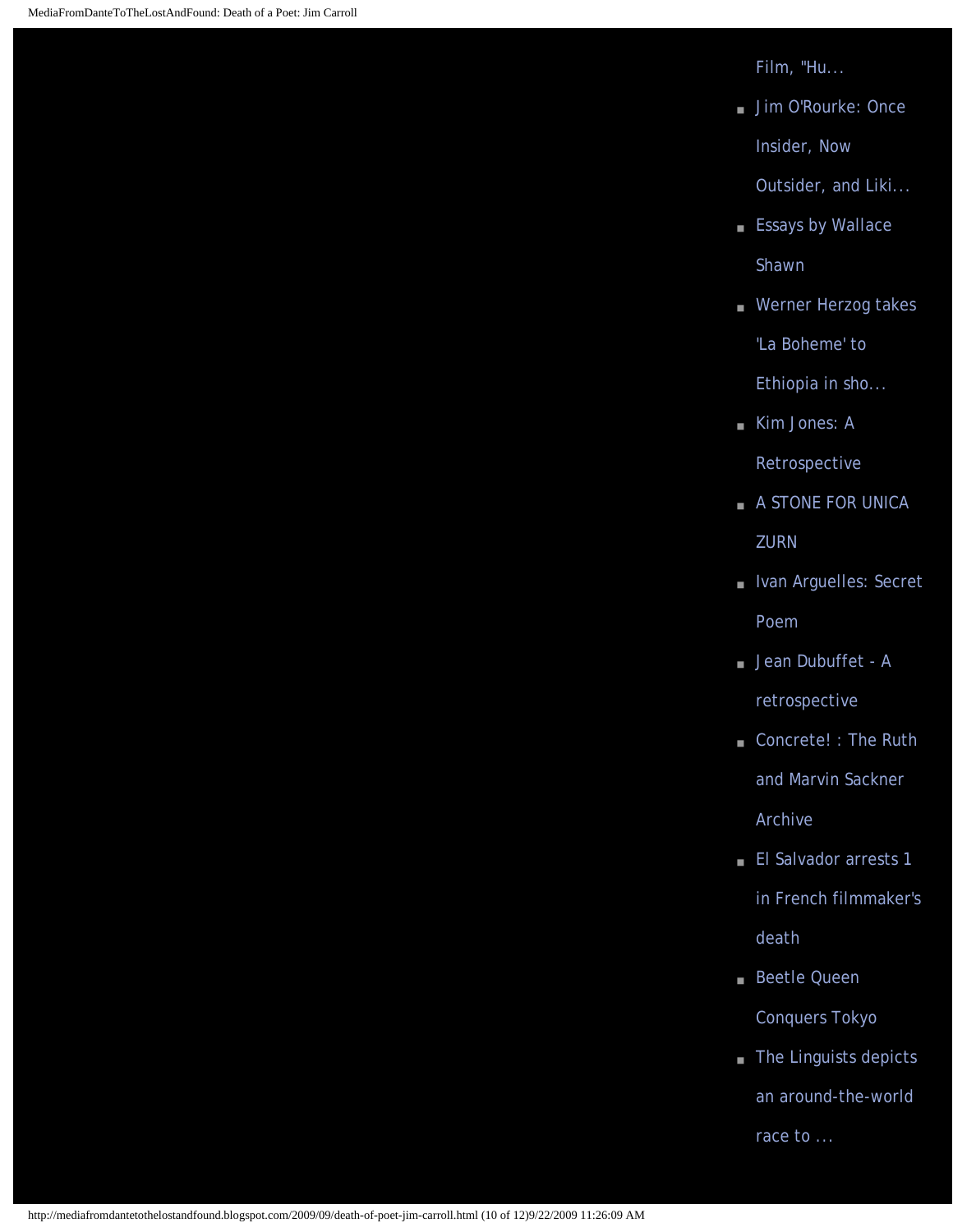Film, "Hu...

- Jim O'Rourke: Once Insider, Now Outsider, and Liki...
- Essays by Wallace Shawn
- Werner Herzog takes 'La Boheme' to Ethiopia in sho...
- Kim Jones: A Retrospective
- A STONE FOR UNICA ZURN
- Ivan Arguelles: Secret Poem
- Jean Dubuffet - A retrospective
- Concrete! : The Ruth and Marvin Sackner Archive
- El Salvador arrests 1 in French filmmaker's death
- Beetle Queen Conquers Tokyo
- The Linguists depicts an around-the-world race to ...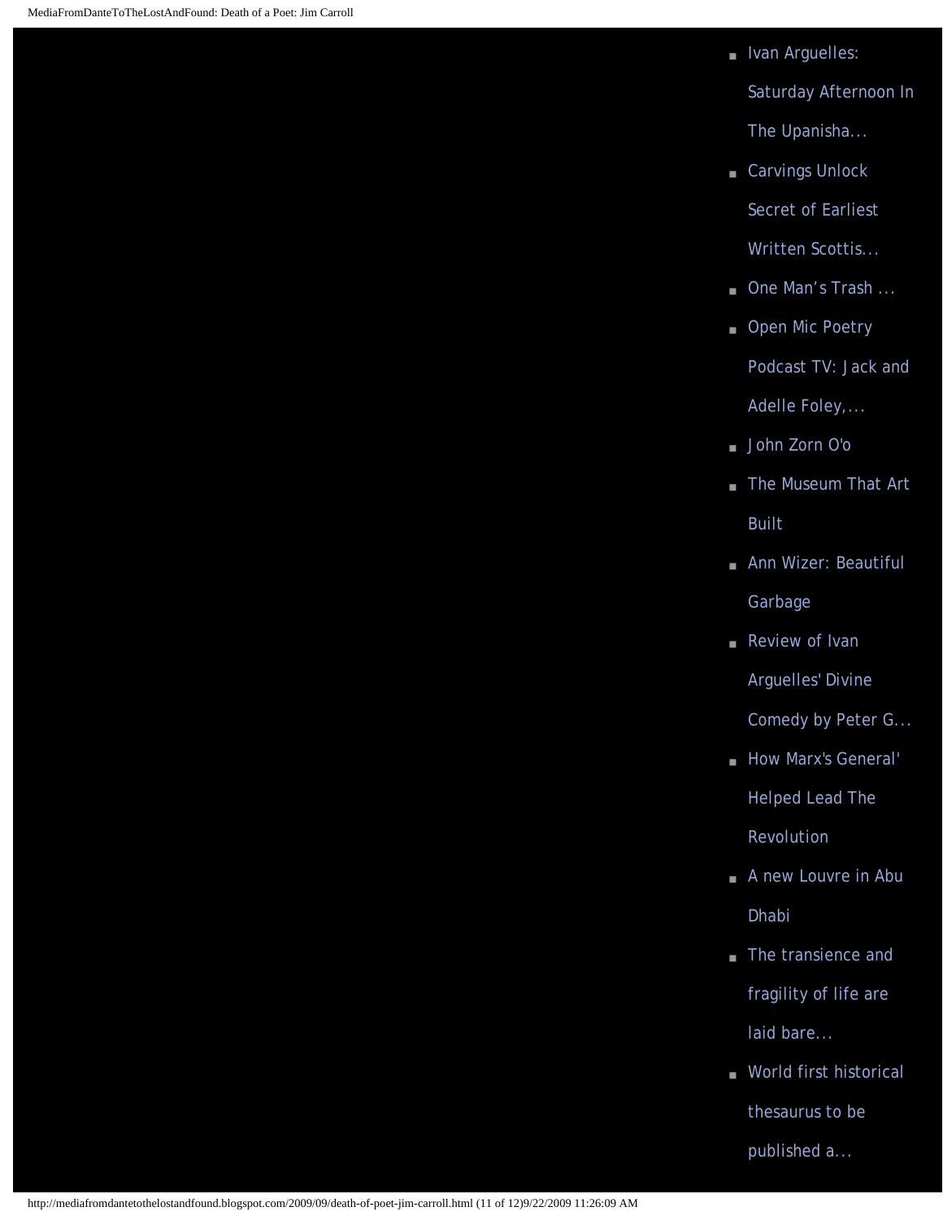- Ivan Arguelles: Saturday Afternoon In The Upanisha...
- Carvings Unlock Secret of Earliest Written Scottis...
- One Man's Trash ...
- Open Mic Poetry Podcast TV: Jack and Adelle Foley,...
- John Zorn O'o
- The Museum That Art Built
- Ann Wizer: Beautiful Garbage
- Review of Ivan Arguelles' Divine Comedy by Peter G...
- How Marx's General' Helped Lead The Revolution
- A new Louvre in Abu Dhabi
- The transience and fragility of life are laid bare...
- World first historical thesaurus to be published a...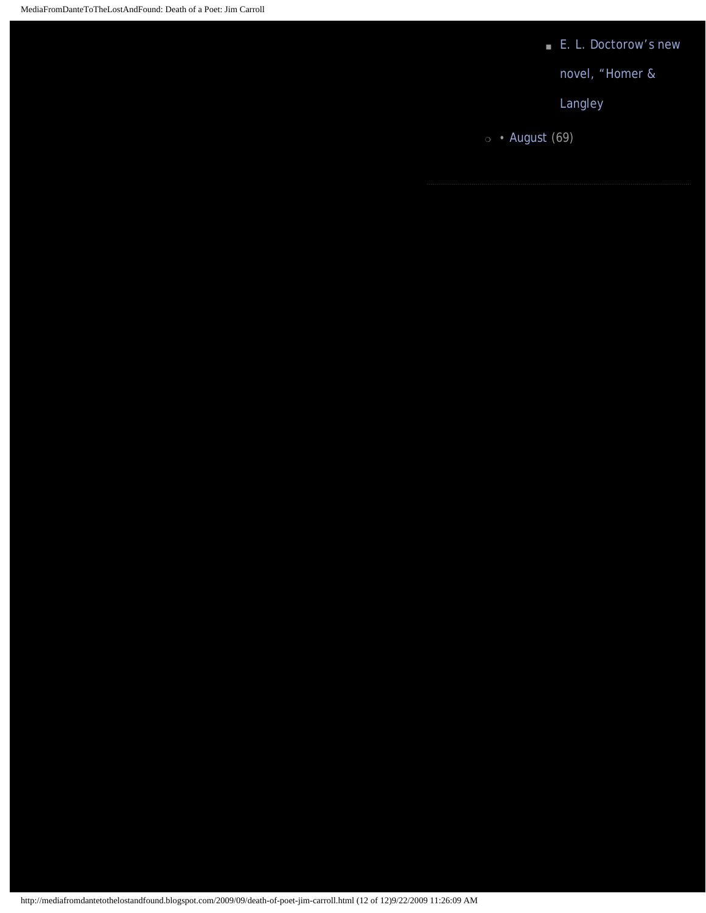- E. L. Doctorow's new novel, "Homer & Langley
- • August (69)